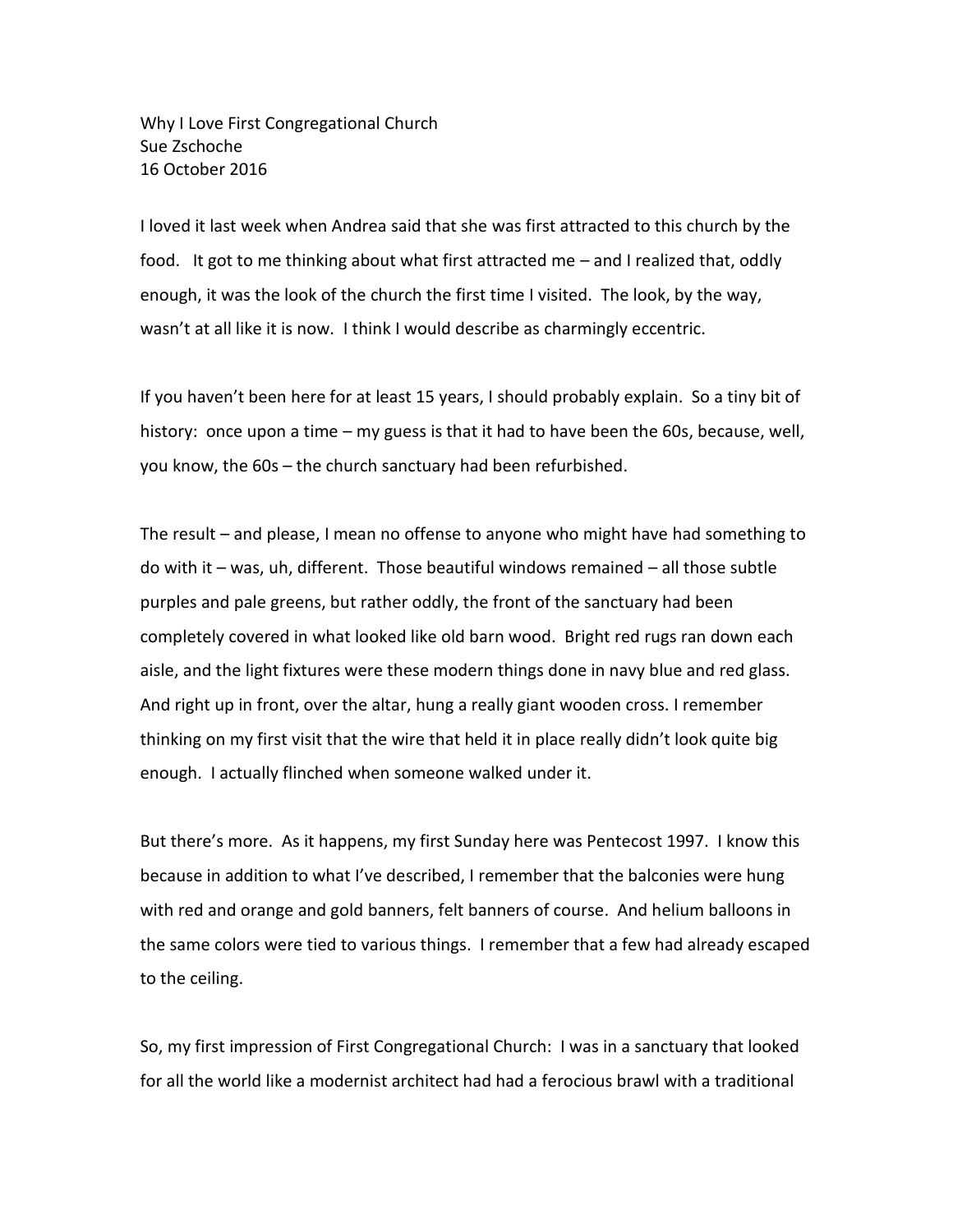Why I Love First Congregational Church
Sue Zschoche
16 October 2016

I loved it last week when Andrea said that she was first attracted to this church by the food. It got to me thinking about what first attracted me – and I realized that, oddly enough, it was the look of the church the first time I visited. The look, by the way, wasn't at all like it is now. I think I would describe as charmingly eccentric.

If you haven't been here for at least 15 years, I should probably explain. So a tiny bit of history: once upon a time – my guess is that it had to have been the 60s, because, well, you know, the 60s – the church sanctuary had been refurbished.

The result – and please, I mean no offense to anyone who might have had something to do with it – was, uh, different. Those beautiful windows remained – all those subtle purples and pale greens, but rather oddly, the front of the sanctuary had been completely covered in what looked like old barn wood. Bright red rugs ran down each aisle, and the light fixtures were these modern things done in navy blue and red glass. And right up in front, over the altar, hung a really giant wooden cross. I remember thinking on my first visit that the wire that held it in place really didn't look quite big enough. I actually flinched when someone walked under it.

But there's more. As it happens, my first Sunday here was Pentecost 1997. I know this because in addition to what I've described, I remember that the balconies were hung with red and orange and gold banners, felt banners of course. And helium balloons in the same colors were tied to various things. I remember that a few had already escaped to the ceiling.

So, my first impression of First Congregational Church: I was in a sanctuary that looked for all the world like a modernist architect had had a ferocious brawl with a traditional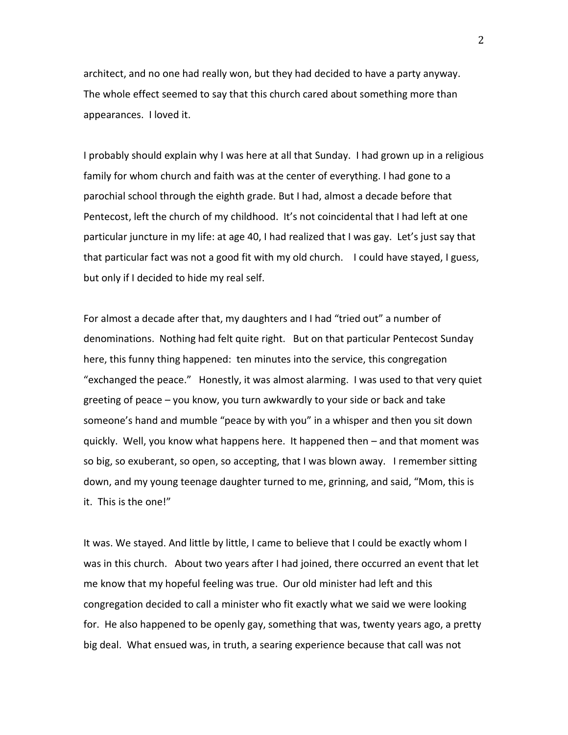architect, and no one had really won, but they had decided to have a party anyway. The whole effect seemed to say that this church cared about something more than appearances. I loved it.

I probably should explain why I was here at all that Sunday. I had grown up in a religious family for whom church and faith was at the center of everything. I had gone to a parochial school through the eighth grade. But I had, almost a decade before that Pentecost, left the church of my childhood. It's not coincidental that I had left at one particular juncture in my life: at age 40, I had realized that I was gay. Let's just say that that particular fact was not a good fit with my old church. I could have stayed, I guess, but only if I decided to hide my real self.

For almost a decade after that, my daughters and I had "tried out" a number of denominations. Nothing had felt quite right. But on that particular Pentecost Sunday here, this funny thing happened: ten minutes into the service, this congregation "exchanged the peace." Honestly, it was almost alarming. I was used to that very quiet greeting of peace – you know, you turn awkwardly to your side or back and take someone's hand and mumble "peace by with you" in a whisper and then you sit down quickly. Well, you know what happens here. It happened then – and that moment was so big, so exuberant, so open, so accepting, that I was blown away. I remember sitting down, and my young teenage daughter turned to me, grinning, and said, "Mom, this is it. This is the one!"

It was. We stayed. And little by little, I came to believe that I could be exactly whom I was in this church. About two years after I had joined, there occurred an event that let me know that my hopeful feeling was true. Our old minister had left and this congregation decided to call a minister who fit exactly what we said we were looking for. He also happened to be openly gay, something that was, twenty years ago, a pretty big deal. What ensued was, in truth, a searing experience because that call was not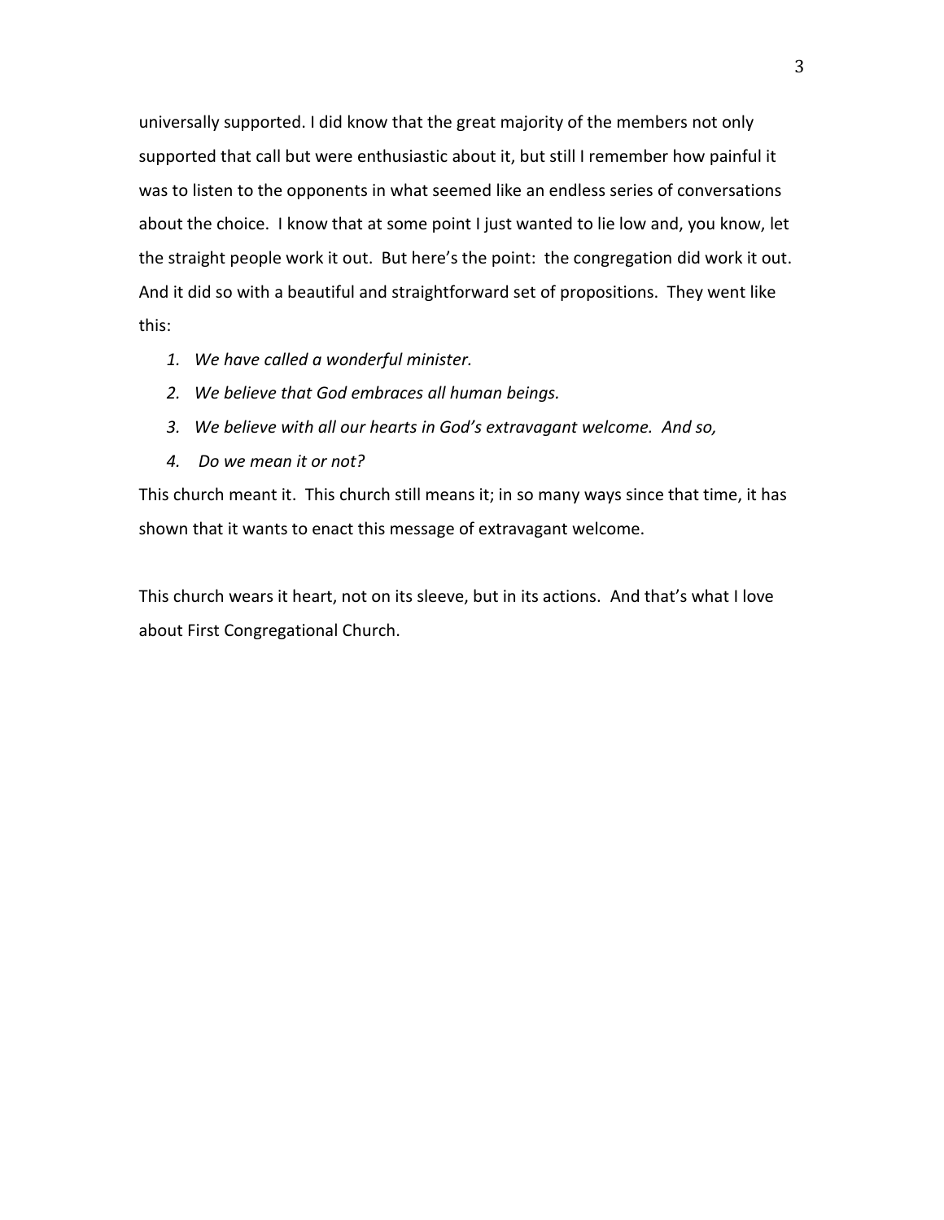universally supported. I did know that the great majority of the members not only supported that call but were enthusiastic about it, but still I remember how painful it was to listen to the opponents in what seemed like an endless series of conversations about the choice. I know that at some point I just wanted to lie low and, you know, let the straight people work it out. But here's the point: the congregation did work it out. And it did so with a beautiful and straightforward set of propositions. They went like this:

1. *We have called a wonderful minister.*
2. *We believe that God embraces all human beings.*
3. *We believe with all our hearts in God's extravagant welcome. And so,*
4. *Do we mean it or not?*

This church meant it. This church still means it; in so many ways since that time, it has shown that it wants to enact this message of extravagant welcome.

This church wears it heart, not on its sleeve, but in its actions. And that's what I love about First Congregational Church.